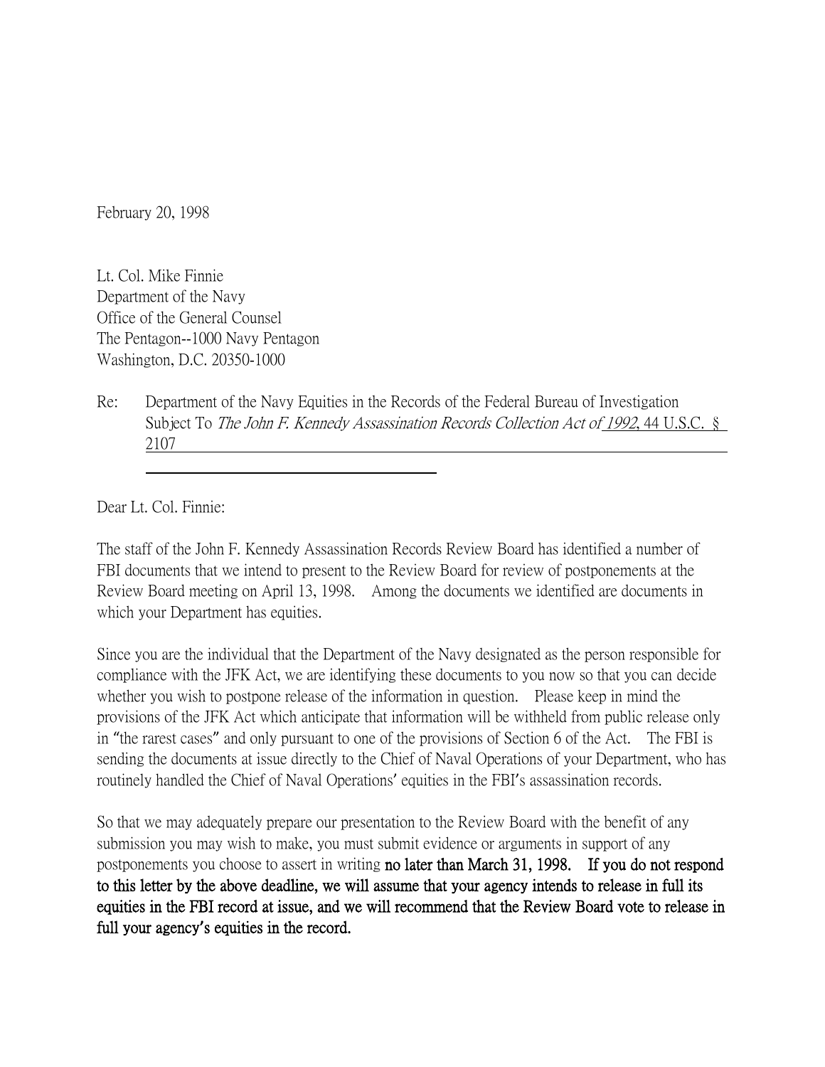February 20, 1998

Lt. Col. Mike Finnie
Department of the Navy
Office of the General Counsel
The Pentagon--1000 Navy Pentagon
Washington, D.C. 20350-1000

Re: Department of the Navy Equities in the Records of the Federal Bureau of Investigation Subject To *The John F. Kennedy Assassination Records Collection Act of 1992*, 44 U.S.C. § 2107

Dear Lt. Col. Finnie:

The staff of the John F. Kennedy Assassination Records Review Board has identified a number of FBI documents that we intend to present to the Review Board for review of postponements at the Review Board meeting on April 13, 1998. Among the documents we identified are documents in which your Department has equities.

Since you are the individual that the Department of the Navy designated as the person responsible for compliance with the JFK Act, we are identifying these documents to you now so that you can decide whether you wish to postpone release of the information in question. Please keep in mind the provisions of the JFK Act which anticipate that information will be withheld from public release only in "the rarest cases" and only pursuant to one of the provisions of Section 6 of the Act. The FBI is sending the documents at issue directly to the Chief of Naval Operations of your Department, who has routinely handled the Chief of Naval Operations' equities in the FBI's assassination records.

So that we may adequately prepare our presentation to the Review Board with the benefit of any submission you may wish to make, you must submit evidence or arguments in support of any postponements you choose to assert in writing **no later than March 31, 1998. If you do not respond to this letter by the above deadline, we will assume that your agency intends to release in full its equities in the FBI record at issue, and we will recommend that the Review Board vote to release in full your agency's equities in the record.**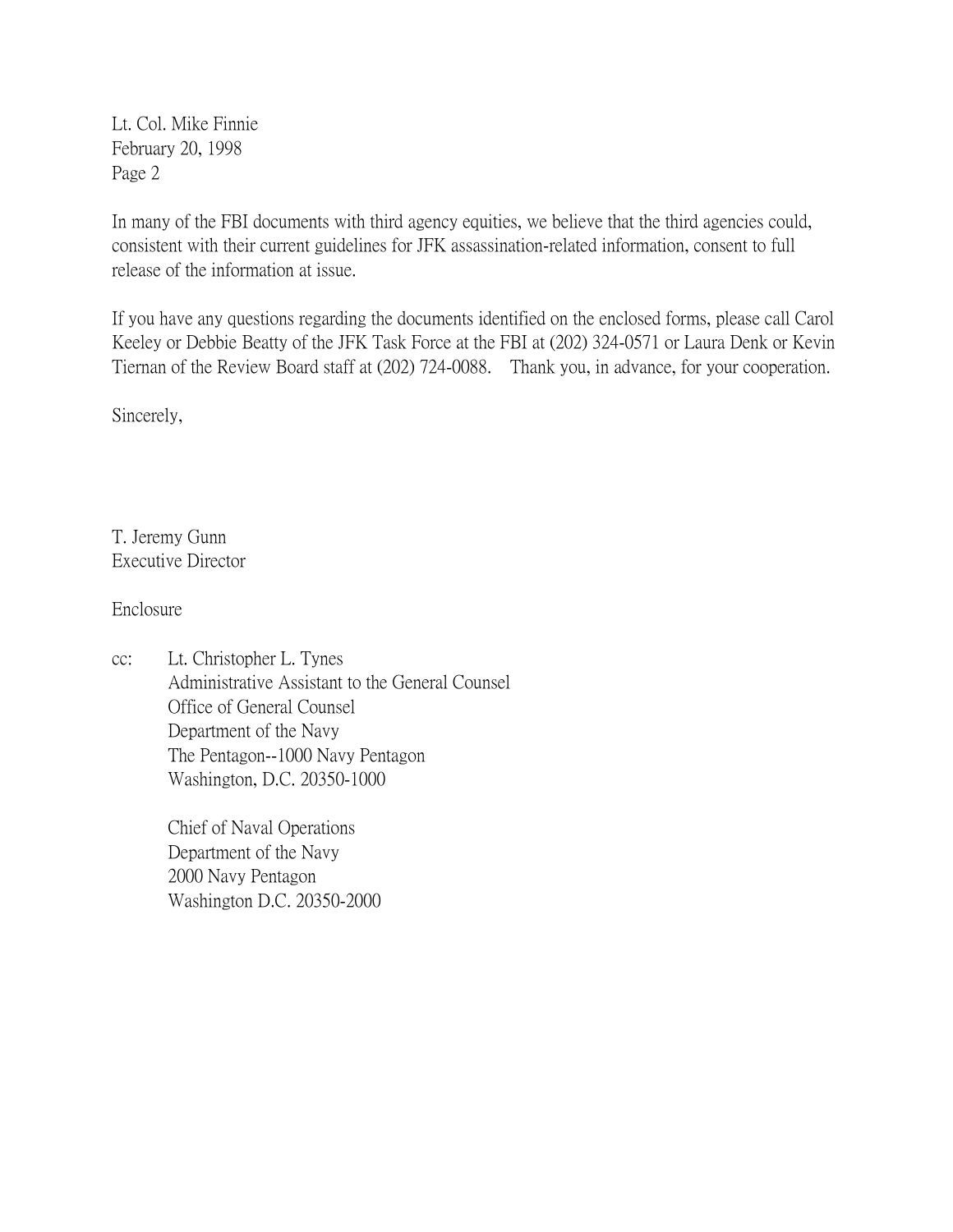Lt. Col. Mike Finnie
February 20, 1998
Page 2

In many of the FBI documents with third agency equities, we believe that the third agencies could, consistent with their current guidelines for JFK assassination-related information, consent to full release of the information at issue.

If you have any questions regarding the documents identified on the enclosed forms, please call Carol Keeley or Debbie Beatty of the JFK Task Force at the FBI at (202) 324-0571 or Laura Denk or Kevin Tiernan of the Review Board staff at (202) 724-0088. Thank you, in advance, for your cooperation.

Sincerely,

T. Jeremy Gunn
Executive Director

Enclosure

cc: Lt. Christopher L. Tynes
Administrative Assistant to the General Counsel
Office of General Counsel
Department of the Navy
The Pentagon--1000 Navy Pentagon
Washington, D.C. 20350-1000

Chief of Naval Operations
Department of the Navy
2000 Navy Pentagon
Washington D.C. 20350-2000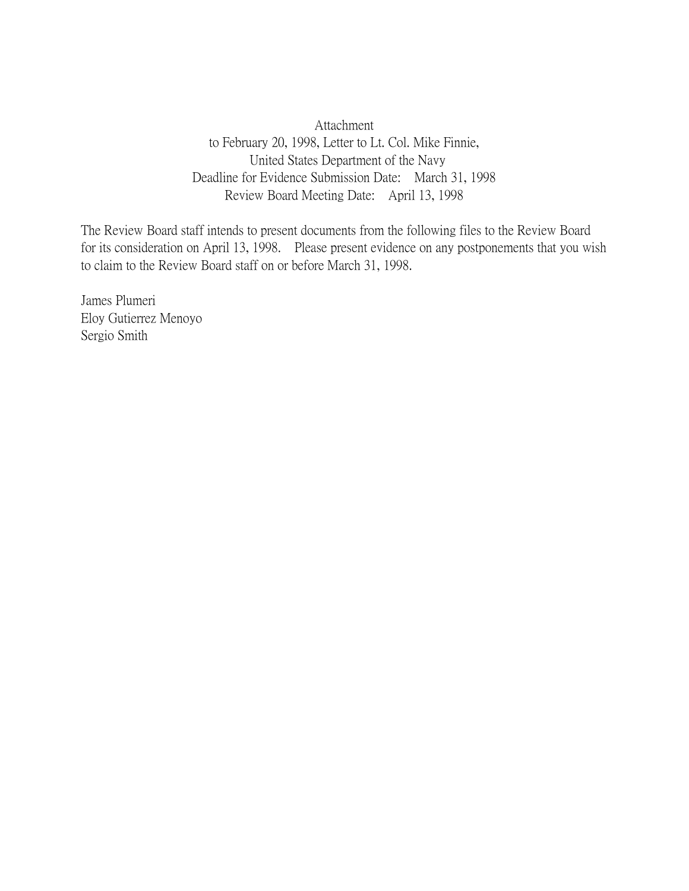Attachment
to February 20, 1998, Letter to Lt. Col. Mike Finnie,
United States Department of the Navy
Deadline for Evidence Submission Date: March 31, 1998
Review Board Meeting Date: April 13, 1998

The Review Board staff intends to present documents from the following files to the Review Board for its consideration on April 13, 1998. Please present evidence on any postponements that you wish to claim to the Review Board staff on or before March 31, 1998.

James Plumeri
Eloy Gutierrez Menoyo
Sergio Smith